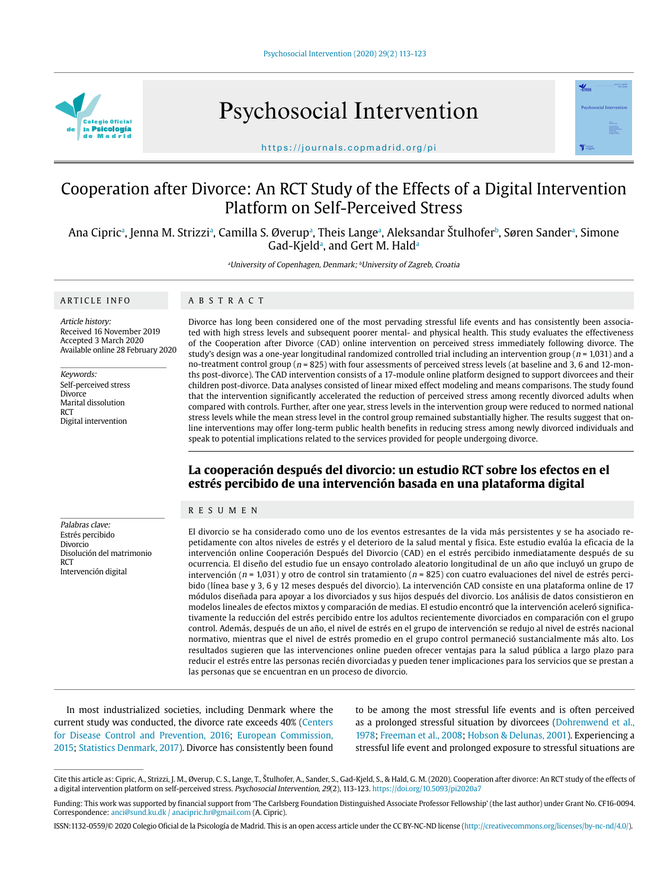# Cooperation after Divorce: An RCT Study of the Effects of a Digital Intervention Platform on Self-Perceived Stress

Ana Cipric[a], Jenna M. Strizzi[a], Camilla S. Øverup[a], Theis Lange[a], Aleksandar Štulhofer[b], Søren Sander[a], Simone Gad-Kjeld[a], and Gert M. Hald[a]

[a]University of Copenhagen, Denmark; [b]University of Zagreb, Croatia

## ARTICLE INFO

*Article history:*
Received 16 November 2019
Accepted 3 March 2020
Available online 28 February 2020

*Keywords:*
Self-perceived stress
Divorce
Marital dissolution
RCT
Digital intervention

## ABSTRACT

Divorce has long been considered one of the most pervading stressful life events and has consistently been associated with high stress levels and subsequent poorer mental- and physical health. This study evaluates the effectiveness of the Cooperation after Divorce (CAD) online intervention on perceived stress immediately following divorce. The study's design was a one-year longitudinal randomized controlled trial including an intervention group ($n$ = 1,031) and a no-treatment control group ($n$ = 825) with four assessments of perceived stress levels (at baseline and 3, 6 and 12-months post-divorce). The CAD intervention consists of a 17-module online platform designed to support divorcees and their children post-divorce. Data analyses consisted of linear mixed effect modeling and means comparisons. The study found that the intervention significantly accelerated the reduction of perceived stress among recently divorced adults when compared with controls. Further, after one year, stress levels in the intervention group were reduced to normed national stress levels while the mean stress level in the control group remained substantially higher. The results suggest that online interventions may offer long-term public health benefits in reducing stress among newly divorced individuals and speak to potential implications related to the services provided for people undergoing divorce.

## La cooperación después del divorcio: un estudio RCT sobre los efectos en el estrés percibido de una intervención basada en una plataforma digital

*Palabras clave:*
Estrés percibido
Divorcio
Disolución del matrimonio
RCT
Intervención digital

## RESUMEN

El divorcio se ha considerado como uno de los eventos estresantes de la vida más persistentes y se ha asociado repetidamente con altos niveles de estrés y el deterioro de la salud mental y física. Este estudio evalúa la eficacia de la intervención online Cooperación Después del Divorcio (CAD) en el estrés percibido inmediatamente después de su ocurrencia. El diseño del estudio fue un ensayo controlado aleatorio longitudinal de un año que incluyó un grupo de intervención ($n$ = 1,031) y otro de control sin tratamiento ($n$ = 825) con cuatro evaluaciones del nivel de estrés percibido (línea base y 3, 6 y 12 meses después del divorcio). La intervención CAD consiste en una plataforma online de 17 módulos diseñada para apoyar a los divorciados y sus hijos después del divorcio. Los análisis de datos consistieron en modelos lineales de efectos mixtos y comparación de medias. El estudio encontró que la intervención aceleró significativamente la reducción del estrés percibido entre los adultos recientemente divorciados en comparación con el grupo control. Además, después de un año, el nivel de estrés en el grupo de intervención se redujo al nivel de estrés nacional normativo, mientras que el nivel de estrés promedio en el grupo control permaneció sustancialmente más alto. Los resultados sugieren que las intervenciones online pueden ofrecer ventajas para la salud pública a largo plazo para reducir el estrés entre las personas recién divorciadas y pueden tener implicaciones para los servicios que se prestan a las personas que se encuentran en un proceso de divorcio.

In most industrialized societies, including Denmark where the current study was conducted, the divorce rate exceeds 40% (Centers for Disease Control and Prevention, 2016; European Commission, 2015; Statistics Denmark, 2017). Divorce has consistently been found to be among the most stressful life events and is often perceived as a prolonged stressful situation by divorcees (Dohrenwend et al., 1978; Freeman et al., 2008; Hobson & Delunas, 2001). Experiencing a stressful life event and prolonged exposure to stressful situations are

Cite this article as: Cipric, A., Strizzi, J. M., Øverup, C. S., Lange, T., Štulhofer, A., Sander, S., Gad-Kjeld, S., & Hald, G. M. (2020). Cooperation after divorce: An RCT study of the effects of a digital intervention platform on self-perceived stress. *Psychosocial Intervention, 29*(2), 113-123. https://doi.org/10.5093/pi2020a7

Funding: This work was supported by financial support from 'The Carlsberg Foundation Distinguished Associate Professor Fellowship' (the last author) under Grant No. CF16-0094. Correspondence: anci@sund.ku.dk / anacipric.hr@gmail.com (A. Cipric).

ISSN:1132-0559/© 2020 Colegio Oficial de la Psicología de Madrid. This is an open access article under the CC BY-NC-ND license (http://creativecommons.org/licenses/by-nc-nd/4.0/).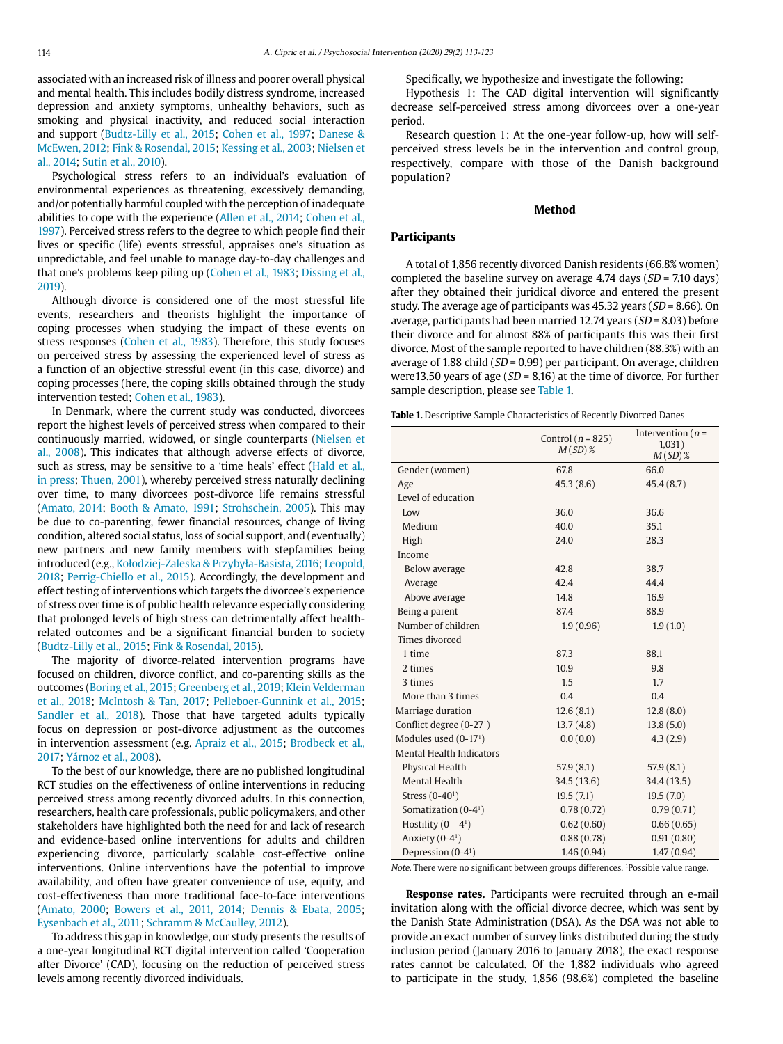associated with an increased risk of illness and poorer overall physical and mental health. This includes bodily distress syndrome, increased depression and anxiety symptoms, unhealthy behaviors, such as smoking and physical inactivity, and reduced social interaction and support (Budtz-Lilly et al., 2015; Cohen et al., 1997; Danese & McEwen, 2012; Fink & Rosendal, 2015; Kessing et al., 2003; Nielsen et al., 2014; Sutin et al., 2010).

Psychological stress refers to an individual's evaluation of environmental experiences as threatening, excessively demanding, and/or potentially harmful coupled with the perception of inadequate abilities to cope with the experience (Allen et al., 2014; Cohen et al., 1997). Perceived stress refers to the degree to which people find their lives or specific (life) events stressful, appraises one's situation as unpredictable, and feel unable to manage day-to-day challenges and that one's problems keep piling up (Cohen et al., 1983; Dissing et al., 2019).

Although divorce is considered one of the most stressful life events, researchers and theorists highlight the importance of coping processes when studying the impact of these events on stress responses (Cohen et al., 1983). Therefore, this study focuses on perceived stress by assessing the experienced level of stress as a function of an objective stressful event (in this case, divorce) and coping processes (here, the coping skills obtained through the study intervention tested; Cohen et al., 1983).

In Denmark, where the current study was conducted, divorcees report the highest levels of perceived stress when compared to their continuously married, widowed, or single counterparts (Nielsen et al., 2008). This indicates that although adverse effects of divorce, such as stress, may be sensitive to a 'time heals' effect (Hald et al., in press; Thuen, 2001), whereby perceived stress naturally declining over time, to many divorcees post-divorce life remains stressful (Amato, 2014; Booth & Amato, 1991; Strohschein, 2005). This may be due to co-parenting, fewer financial resources, change of living condition, altered social status, loss of social support, and (eventually) new partners and new family members with stepfamilies being introduced (e.g., Kołodziej-Zaleska & Przybyła-Basista, 2016; Leopold, 2018; Perrig-Chiello et al., 2015). Accordingly, the development and effect testing of interventions which targets the divorcee's experience of stress over time is of public health relevance especially considering that prolonged levels of high stress can detrimentally affect health-related outcomes and be a significant financial burden to society (Budtz-Lilly et al., 2015; Fink & Rosendal, 2015).

The majority of divorce-related intervention programs have focused on children, divorce conflict, and co-parenting skills as the outcomes (Boring et al., 2015; Greenberg et al., 2019; Klein Velderman et al., 2018; McIntosh & Tan, 2017; Pelleboer-Gunnink et al., 2015; Sandler et al., 2018). Those that have targeted adults typically focus on depression or post-divorce adjustment as the outcomes in intervention assessment (e.g. Apraiz et al., 2015; Brodbeck et al., 2017; Yárnoz et al., 2008).

To the best of our knowledge, there are no published longitudinal RCT studies on the effectiveness of online interventions in reducing perceived stress among recently divorced adults. In this connection, researchers, health care professionals, public policymakers, and other stakeholders have highlighted both the need for and lack of research and evidence-based online interventions for adults and children experiencing divorce, particularly scalable cost-effective online interventions. Online interventions have the potential to improve availability, and often have greater convenience of use, equity, and cost-effectiveness than more traditional face-to-face interventions (Amato, 2000; Bowers et al., 2011, 2014; Dennis & Ebata, 2005; Eysenbach et al., 2011; Schramm & McCaulley, 2012).

To address this gap in knowledge, our study presents the results of a one-year longitudinal RCT digital intervention called 'Cooperation after Divorce' (CAD), focusing on the reduction of perceived stress levels among recently divorced individuals.

Specifically, we hypothesize and investigate the following:

Hypothesis 1: The CAD digital intervention will significantly decrease self-perceived stress among divorcees over a one-year period.

Research question 1: At the one-year follow-up, how will self-perceived stress levels be in the intervention and control group, respectively, compare with those of the Danish background population?

## Method

### Participants

A total of 1,856 recently divorced Danish residents (66.8% women) completed the baseline survey on average 4.74 days (*SD* = 7.10 days) after they obtained their juridical divorce and entered the present study. The average age of participants was 45.32 years (*SD* = 8.66). On average, participants had been married 12.74 years (*SD* = 8.03) before their divorce and for almost 88% of participants this was their first divorce. Most of the sample reported to have children (88.3%) with an average of 1.88 child (*SD* = 0.99) per participant. On average, children were13.50 years of age (*SD* = 8.16) at the time of divorce. For further sample description, please see Table 1.

**Table 1.** Descriptive Sample Characteristics of Recently Divorced Danes

| | Control (*n* = 825) *M* (*SD*) % | Intervention (*n* = 1,031) *M* (*SD*) % |
|---|---|---|
| Gender (women) | 67.8 | 66.0 |
| Age | 45.3 (8.6) | 45.4 (8.7) |
| Level of education | | |
| Low | 36.0 | 36.6 |
| Medium | 40.0 | 35.1 |
| High | 24.0 | 28.3 |
| Income | | |
| Below average | 42.8 | 38.7 |
| Average | 42.4 | 44.4 |
| Above average | 14.8 | 16.9 |
| Being a parent | 87.4 | 88.9 |
| Number of children | 1.9 (0.96) | 1.9 (1.0) |
| Times divorced | | |
| 1 time | 87.3 | 88.1 |
| 2 times | 10.9 | 9.8 |
| 3 times | 1.5 | 1.7 |
| More than 3 times | 0.4 | 0.4 |
| Marriage duration | 12.6 (8.1) | 12.8 (8.0) |
| Conflict degree (0-27[1]) | 13.7 (4.8) | 13.8 (5.0) |
| Modules used (0-17[1]) | 0.0 (0.0) | 4.3 (2.9) |
| Mental Health Indicators | | |
| Physical Health | 57.9 (8.1) | 57.9 (8.1) |
| Mental Health | 34.5 (13.6) | 34.4 (13.5) |
| Stress (0-40[1]) | 19.5 (7.1) | 19.5 (7.0) |
| Somatization (0-4[1]) | 0.78 (0.72) | 0.79 (0.71) |
| Hostility (0 – 4[1]) | 0.62 (0.60) | 0.66 (0.65) |
| Anxiety (0-4[1]) | 0.88 (0.78) | 0.91 (0.80) |
| Depression (0-4[1]) | 1.46 (0.94) | 1.47 (0.94) |

*Note.* There were no significant between groups differences. [1]Possible value range.

**Response rates.** Participants were recruited through an e-mail invitation along with the official divorce decree, which was sent by the Danish State Administration (DSA). As the DSA was not able to provide an exact number of survey links distributed during the study inclusion period (January 2016 to January 2018), the exact response rates cannot be calculated. Of the 1,882 individuals who agreed to participate in the study, 1,856 (98.6%) completed the baseline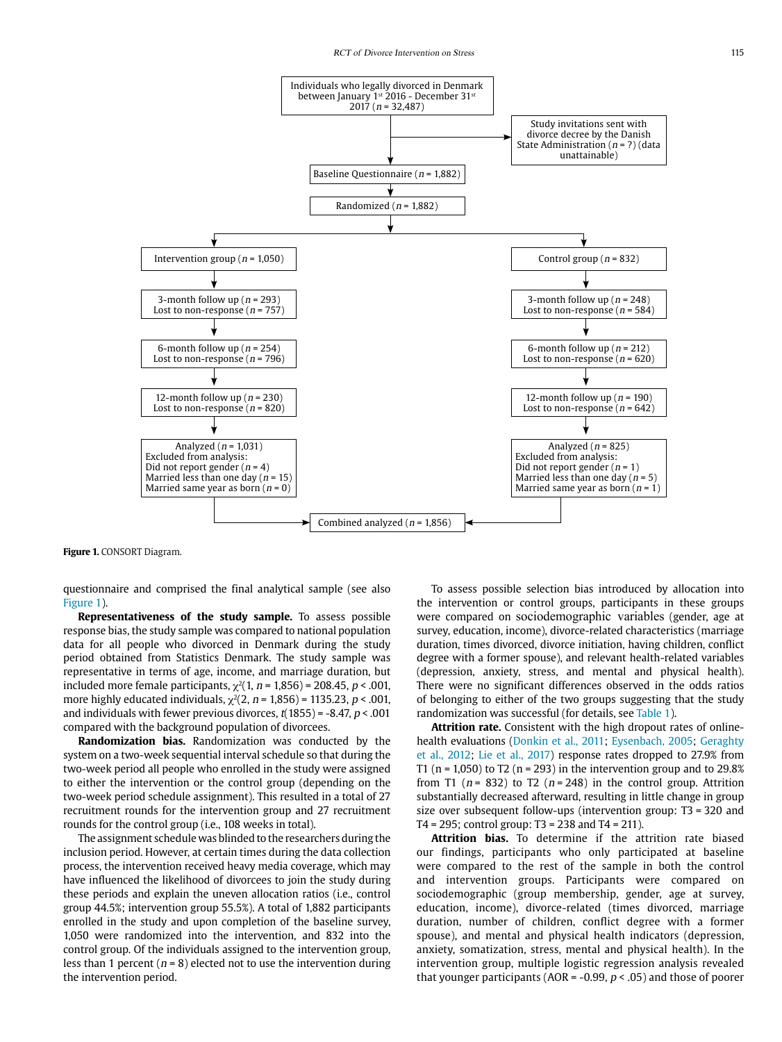Individuals who legally divorced in Denmark between January 1st 2016 - December 31st 2017 (*n* = 32,487)

Study invitations sent with divorce decree by the Danish State Administration (*n* = ?) (data unattainable)

Baseline Questionnaire (*n* = 1,882)

Randomized (*n* = 1,882)

| Intervention group (*n* = 1,050) | Control group (*n* = 832) |
|---|---|
| 3-month follow up (*n* = 293) Lost to non-response (*n* = 757) | 3-month follow up (*n* = 248) Lost to non-response (*n* = 584) |
| 6-month follow up (*n* = 254) Lost to non-response (*n* = 796) | 6-month follow up (*n* = 212) Lost to non-response (*n* = 620) |
| 12-month follow up (*n* = 230) Lost to non-response (*n* = 820) | 12-month follow up (*n* = 190) Lost to non-response (*n* = 642) |
| Analyzed (*n* = 1,031) Excluded from analysis: Did not report gender (*n* = 4) Married less than one day (*n* = 15) Married same year as born (*n* = 0) | Analyzed (*n* = 825) Excluded from analysis: Did not report gender (*n* = 1) Married less than one day (*n* = 5) Married same year as born (*n* = 1) |

Combined analyzed (*n* = 1,856)

**Figure 1.** CONSORT Diagram.

questionnaire and comprised the final analytical sample (see also Figure 1).

**Representativeness of the study sample.** To assess possible response bias, the study sample was compared to national population data for all people who divorced in Denmark during the study period obtained from Statistics Denmark. The study sample was representative in terms of age, income, and marriage duration, but included more female participants, $\chi^2(1, n = 1{,}856) = 208.45$, $p < .001$, more highly educated individuals, $\chi^2(2, n = 1{,}856) = 1135.23$, $p < .001$, and individuals with fewer previous divorces, $t(1855) = -8.47$, $p < .001$ compared with the background population of divorcees.

**Randomization bias.** Randomization was conducted by the system on a two-week sequential interval schedule so that during the two-week period all people who enrolled in the study were assigned to either the intervention or the control group (depending on the two-week period schedule assignment). This resulted in a total of 27 recruitment rounds for the intervention group and 27 recruitment rounds for the control group (i.e., 108 weeks in total).

The assignment schedule was blinded to the researchers during the inclusion period. However, at certain times during the data collection process, the intervention received heavy media coverage, which may have influenced the likelihood of divorcees to join the study during these periods and explain the uneven allocation ratios (i.e., control group 44.5%; intervention group 55.5%). A total of 1,882 participants enrolled in the study and upon completion of the baseline survey, 1,050 were randomized into the intervention, and 832 into the control group. Of the individuals assigned to the intervention group, less than 1 percent (*n* = 8) elected not to use the intervention during the intervention period.

To assess possible selection bias introduced by allocation into the intervention or control groups, participants in these groups were compared on sociodemographic variables (gender, age at survey, education, income), divorce-related characteristics (marriage duration, times divorced, divorce initiation, having children, conflict degree with a former spouse), and relevant health-related variables (depression, anxiety, stress, and mental and physical health). There were no significant differences observed in the odds ratios of belonging to either of the two groups suggesting that the study randomization was successful (for details, see Table 1).

**Attrition rate.** Consistent with the high dropout rates of online-health evaluations (Donkin et al., 2011; Eysenbach, 2005; Geraghty et al., 2012; Lie et al., 2017) response rates dropped to 27.9% from T1 (n = 1,050) to T2 (n = 293) in the intervention group and to 29.8% from T1 (*n* = 832) to T2 (*n* = 248) in the control group. Attrition substantially decreased afterward, resulting in little change in group size over subsequent follow-ups (intervention group: T3 = 320 and T4 = 295; control group: T3 = 238 and T4 = 211).

**Attrition bias.** To determine if the attrition rate biased our findings, participants who only participated at baseline were compared to the rest of the sample in both the control and intervention groups. Participants were compared on sociodemographic (group membership, gender, age at survey, education, income), divorce-related (times divorced, marriage duration, number of children, conflict degree with a former spouse), and mental and physical health indicators (depression, anxiety, somatization, stress, mental and physical health). In the intervention group, multiple logistic regression analysis revealed that younger participants (AOR = -0.99, $p < .05$) and those of poorer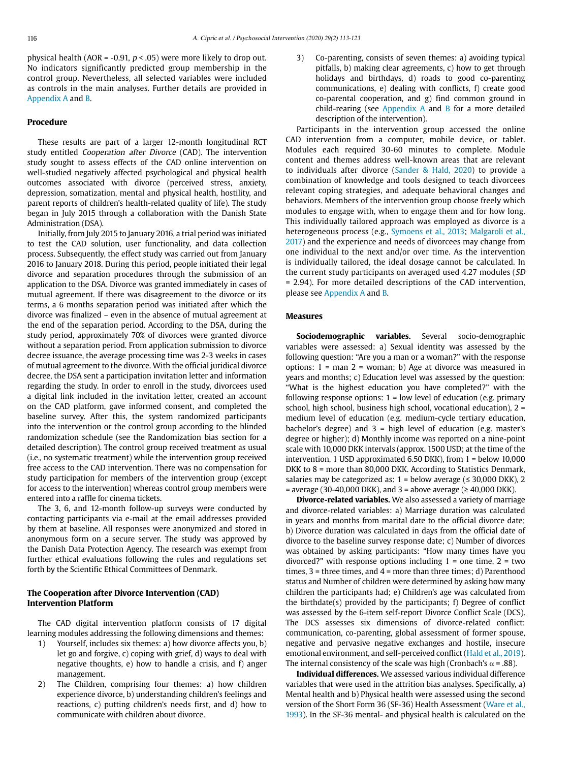physical health (AOR = -0.91, $p < .05$) were more likely to drop out. No indicators significantly predicted group membership in the control group. Nevertheless, all selected variables were included as controls in the main analyses. Further details are provided in Appendix A and B.

## Procedure

These results are part of a larger 12-month longitudinal RCT study entitled *Cooperation after Divorce* (CAD). The intervention study sought to assess effects of the CAD online intervention on well-studied negatively affected psychological and physical health outcomes associated with divorce (perceived stress, anxiety, depression, somatization, mental and physical health, hostility, and parent reports of children's health-related quality of life). The study began in July 2015 through a collaboration with the Danish State Administration (DSA).

Initially, from July 2015 to January 2016, a trial period was initiated to test the CAD solution, user functionality, and data collection process. Subsequently, the effect study was carried out from January 2016 to January 2018. During this period, people initiated their legal divorce and separation procedures through the submission of an application to the DSA. Divorce was granted immediately in cases of mutual agreement. If there was disagreement to the divorce or its terms, a 6 months separation period was initiated after which the divorce was finalized – even in the absence of mutual agreement at the end of the separation period. According to the DSA, during the study period, approximately 70% of divorces were granted divorce without a separation period. From application submission to divorce decree issuance, the average processing time was 2-3 weeks in cases of mutual agreement to the divorce. With the official juridical divorce decree, the DSA sent a participation invitation letter and information regarding the study. In order to enroll in the study, divorcees used a digital link included in the invitation letter, created an account on the CAD platform, gave informed consent, and completed the baseline survey. After this, the system randomized participants into the intervention or the control group according to the blinded randomization schedule (see the Randomization bias section for a detailed description). The control group received treatment as usual (i.e., no systematic treatment) while the intervention group received free access to the CAD intervention. There was no compensation for study participation for members of the intervention group (except for access to the intervention) whereas control group members were entered into a raffle for cinema tickets.

The 3, 6, and 12-month follow-up surveys were conducted by contacting participants via e-mail at the email addresses provided by them at baseline. All responses were anonymized and stored in anonymous form on a secure server. The study was approved by the Danish Data Protection Agency. The research was exempt from further ethical evaluations following the rules and regulations set forth by the Scientific Ethical Committees of Denmark.

## The Cooperation after Divorce Intervention (CAD) Intervention Platform

The CAD digital intervention platform consists of 17 digital learning modules addressing the following dimensions and themes:

1) Yourself, includes six themes: a) how divorce affects you, b) let go and forgive, c) coping with grief, d) ways to deal with negative thoughts, e) how to handle a crisis, and f) anger management.
2) The Children, comprising four themes: a) how children experience divorce, b) understanding children's feelings and reactions, c) putting children's needs first, and d) how to communicate with children about divorce.
3) Co-parenting, consists of seven themes: a) avoiding typical pitfalls, b) making clear agreements, c) how to get through holidays and birthdays, d) roads to good co-parenting communications, e) dealing with conflicts, f) create good co-parental cooperation, and g) find common ground in child-rearing (see Appendix A and B for a more detailed description of the intervention).

Participants in the intervention group accessed the online CAD intervention from a computer, mobile device, or tablet. Modules each required 30-60 minutes to complete. Module content and themes address well-known areas that are relevant to individuals after divorce (Sander & Hald, 2020) to provide a combination of knowledge and tools designed to teach divorcees relevant coping strategies, and adequate behavioral changes and behaviors. Members of the intervention group choose freely which modules to engage with, when to engage them and for how long. This individually tailored approach was employed as divorce is a heterogeneous process (e.g., Symoens et al., 2013; Malgaroli et al., 2017) and the experience and needs of divorcees may change from one individual to the next and/or over time. As the intervention is individually tailored, the ideal dosage cannot be calculated. In the current study participants on averaged used 4.27 modules (*SD* = 2.94). For more detailed descriptions of the CAD intervention, please see Appendix A and B.

## Measures

**Sociodemographic variables.** Several socio-demographic variables were assessed: a) Sexual identity was assessed by the following question: "Are you a man or a woman?" with the response options: 1 = man 2 = woman; b) Age at divorce was measured in years and months; c) Education level was assessed by the question: "What is the highest education you have completed?" with the following response options: 1 = low level of education (e.g. primary school, high school, business high school, vocational education), 2 = medium level of education (e.g. medium-cycle tertiary education, bachelor's degree) and 3 = high level of education (e.g. master's degree or higher); d) Monthly income was reported on a nine-point scale with 10,000 DKK intervals (approx. 1500 USD; at the time of the intervention, 1 USD approximated 6.50 DKK), from 1 = below 10,000 DKK to 8 = more than 80,000 DKK. According to Statistics Denmark, salaries may be categorized as: 1 = below average (≤ 30,000 DKK), 2 = average (30-40,000 DKK), and 3 = above average (≥ 40,000 DKK).

**Divorce-related variables.** We also assessed a variety of marriage and divorce-related variables: a) Marriage duration was calculated in years and months from marital date to the official divorce date; b) Divorce duration was calculated in days from the official date of divorce to the baseline survey response date; c) Number of divorces was obtained by asking participants: "How many times have you divorced?" with response options including 1 = one time, 2 = two times, 3 = three times, and 4 = more than three times; d) Parenthood status and Number of children were determined by asking how many children the participants had; e) Children's age was calculated from the birthdate(s) provided by the participants; f) Degree of conflict was assessed by the 6-item self-report Divorce Conflict Scale (DCS). The DCS assesses six dimensions of divorce-related conflict: communication, co-parenting, global assessment of former spouse, negative and pervasive negative exchanges and hostile, insecure emotional environment, and self-perceived conflict (Hald et al., 2019). The internal consistency of the scale was high (Cronbach's $\alpha$ = .88).

**Individual differences.** We assessed various individual difference variables that were used in the attrition bias analyses. Specifically, a) Mental health and b) Physical health were assessed using the second version of the Short Form 36 (SF-36) Health Assessment (Ware et al., 1993). In the SF-36 mental- and physical health is calculated on the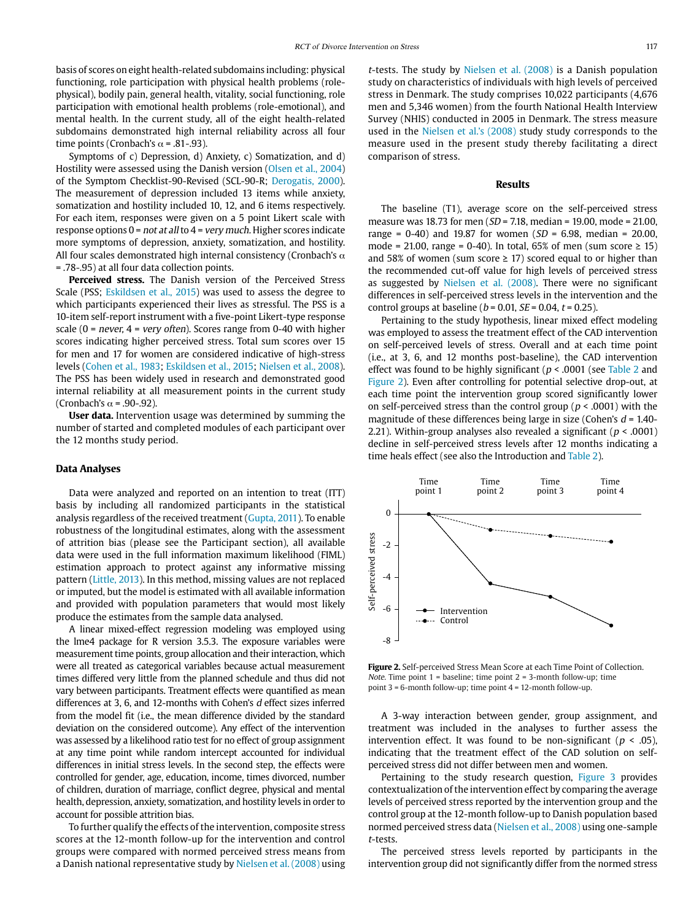basis of scores on eight health-related subdomains including: physical functioning, role participation with physical health problems (role-physical), bodily pain, general health, vitality, social functioning, role participation with emotional health problems (role-emotional), and mental health. In the current study, all of the eight health-related subdomains demonstrated high internal reliability across all four time points (Cronbach's $\alpha$ = .81-.93).

Symptoms of c) Depression, d) Anxiety, c) Somatization, and d) Hostility were assessed using the Danish version (Olsen et al., 2004) of the Symptom Checklist-90-Revised (SCL-90-R; Derogatis, 2000). The measurement of depression included 13 items while anxiety, somatization and hostility included 10, 12, and 6 items respectively. For each item, responses were given on a 5 point Likert scale with response options 0 = *not at all* to 4 = *very much*. Higher scores indicate more symptoms of depression, anxiety, somatization, and hostility. All four scales demonstrated high internal consistency (Cronbach's $\alpha$ = .78-.95) at all four data collection points.

**Perceived stress.** The Danish version of the Perceived Stress Scale (PSS; Eskildsen et al., 2015) was used to assess the degree to which participants experienced their lives as stressful. The PSS is a 10-item self-report instrument with a five-point Likert-type response scale (0 = *never*, 4 = *very often*). Scores range from 0-40 with higher scores indicating higher perceived stress. Total sum scores over 15 for men and 17 for women are considered indicative of high-stress levels (Cohen et al., 1983; Eskildsen et al., 2015; Nielsen et al., 2008). The PSS has been widely used in research and demonstrated good internal reliability at all measurement points in the current study (Cronbach's $\alpha$ = .90-.92).

**User data.** Intervention usage was determined by summing the number of started and completed modules of each participant over the 12 months study period.

### Data Analyses

Data were analyzed and reported on an intention to treat (ITT) basis by including all randomized participants in the statistical analysis regardless of the received treatment (Gupta, 2011). To enable robustness of the longitudinal estimates, along with the assessment of attrition bias (please see the Participant section), all available data were used in the full information maximum likelihood (FIML) estimation approach to protect against any informative missing pattern (Little, 2013). In this method, missing values are not replaced or imputed, but the model is estimated with all available information and provided with population parameters that would most likely produce the estimates from the sample data analysed.

A linear mixed-effect regression modeling was employed using the lme4 package for R version 3.5.3. The exposure variables were measurement time points, group allocation and their interaction, which were all treated as categorical variables because actual measurement times differed very little from the planned schedule and thus did not vary between participants. Treatment effects were quantified as mean differences at 3, 6, and 12-months with Cohen's *d* effect sizes inferred from the model fit (i.e., the mean difference divided by the standard deviation on the considered outcome). Any effect of the intervention was assessed by a likelihood ratio test for no effect of group assignment at any time point while random intercept accounted for individual differences in initial stress levels. In the second step, the effects were controlled for gender, age, education, income, times divorced, number of children, duration of marriage, conflict degree, physical and mental health, depression, anxiety, somatization, and hostility levels in order to account for possible attrition bias.

To further qualify the effects of the intervention, composite stress scores at the 12-month follow-up for the intervention and control groups were compared with normed perceived stress means from a Danish national representative study by Nielsen et al. (2008) using *t*-tests. The study by Nielsen et al. (2008) is a Danish population study on characteristics of individuals with high levels of perceived stress in Denmark. The study comprises 10,022 participants (4,676 men and 5,346 women) from the fourth National Health Interview Survey (NHIS) conducted in 2005 in Denmark. The stress measure used in the Nielsen et al.'s (2008) study study corresponds to the measure used in the present study thereby facilitating a direct comparison of stress.

## Results

The baseline (T1), average score on the self-perceived stress measure was 18.73 for men (*SD* = 7.18, median = 19.00, mode = 21.00, range = 0-40) and 19.87 for women (*SD* = 6.98, median = 20.00, mode = 21.00, range = 0-40). In total, 65% of men (sum score ≥ 15) and 58% of women (sum score ≥ 17) scored equal to or higher than the recommended cut-off value for high levels of perceived stress as suggested by Nielsen et al. (2008). There were no significant differences in self-perceived stress levels in the intervention and the control groups at baseline ($b$ = 0.01, $SE$ = 0.04, $t$ = 0.25).

Pertaining to the study hypothesis, linear mixed effect modeling was employed to assess the treatment effect of the CAD intervention on self-perceived levels of stress. Overall and at each time point (i.e., at 3, 6, and 12 months post-baseline), the CAD intervention effect was found to be highly significant ($p$ < .0001 (see Table 2 and Figure 2). Even after controlling for potential selective drop-out, at each time point the intervention group scored significantly lower on self-perceived stress than the control group ($p$ < .0001) with the magnitude of these differences being large in size (Cohen's $d$ = 1.40-2.21). Within-group analyses also revealed a significant ($p$ < .0001) decline in self-perceived stress levels after 12 months indicating a time heals effect (see also the Introduction and Table 2).

**Figure 2.** Self-perceived Stress Mean Score at each Time Point of Collection. *Note.* Time point 1 = baseline; time point 2 = 3-month follow-up; time point 3 = 6-month follow-up; time point 4 = 12-month follow-up.

A 3-way interaction between gender, group assignment, and treatment was included in the analyses to further assess the intervention effect. It was found to be non-significant ($p$ < .05), indicating that the treatment effect of the CAD solution on self-perceived stress did not differ between men and women.

Pertaining to the study research question, Figure 3 provides contextualization of the intervention effect by comparing the average levels of perceived stress reported by the intervention group and the control group at the 12-month follow-up to Danish population based normed perceived stress data (Nielsen et al., 2008) using one-sample *t*-tests.

The perceived stress levels reported by participants in the intervention group did not significantly differ from the normed stress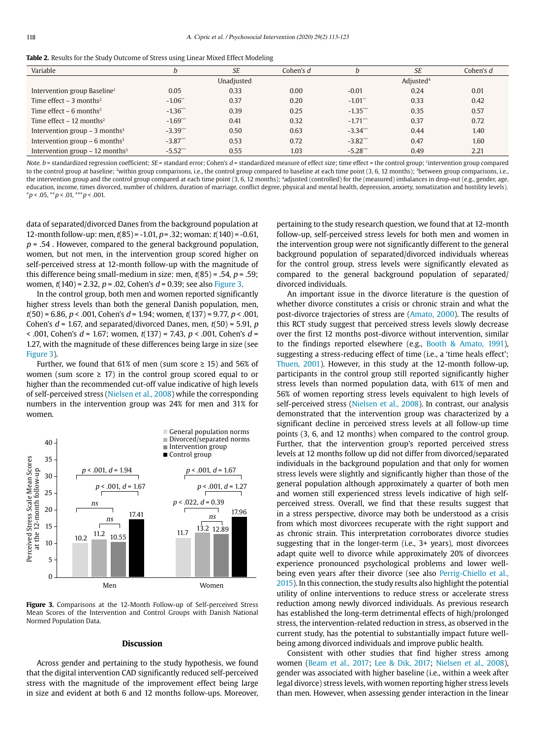**Table 2.** Results for the Study Outcome of Stress using Linear Mixed Effect Modeling

| Variable | *b* | *SE* | Cohen's *d* | *b* | *SE* | Cohen's *d* |
|---|---|---|---|---|---|---|
| | Unadjusted | | | Adjusted[4] | | |
| Intervention group Baseline[1] | 0.05 | 0.33 | 0.00 | -0.01 | 0.24 | 0.01 |
| Time effect – 3 months[2] | -1.06** | 0.37 | 0.20 | -1.01** | 0.33 | 0.42 |
| Time effect – 6 months[2] | -1.36*** | 0.39 | 0.25 | -1.35*** | 0.35 | 0.57 |
| Time effect – 12 months[2] | -1.69*** | 0.41 | 0.32 | -1.71*** | 0.37 | 0.72 |
| Intervention group – 3 months[3] | -3.39*** | 0.50 | 0.63 | -3.34*** | 0.44 | 1.40 |
| Intervention group – 6 months[3] | -3.87*** | 0.53 | 0.72 | -3.82*** | 0.47 | 1.60 |
| Intervention group – 12 months[3] | -5.52*** | 0.55 | 1.03 | -5.28*** | 0.49 | 2.21 |

*Note.* *b* = standardized regression coefficient; *SE* = standard error; Cohen's *d* = standardized measure of effect size; time effect = the control group; [1]intervention group compared to the control group at baseline; [2]within group comparisons, i.e., the control group compared to baseline at each time point (3, 6, 12 months); [3]between group comparisons, i.e., the intervention group and the control group compared at each time point (3, 6, 12 months); [4]adjusted (controlled) for the (measured) imbalances in drop-out (e.g., gender, age, education, income, times divorced, number of children, duration of marriage, conflict degree, physical and mental health, depression, anxiety, somatization and hostility levels).
*$p < .05$, **$p < .01$, ***$p < .001$.

data of separated/divorced Danes from the background population at 12-month follow-up: men, $t(85) = -1.01$, $p = .32$; woman: $t(140) = -0.61$, $p = .54$ . However, compared to the general background population, women, but not men, in the intervention group scored higher on self-perceived stress at 12-month follow-up with the magnitude of this difference being small-medium in size: men, $t(85) = .54$, $p = .59$; women, $t(140) = 2.32$, $p = .02$, Cohen's $d = 0.39$; see also Figure 3.

In the control group, both men and women reported significantly higher stress levels than both the general Danish population, men, $t(50) = 6.86$, $p < .001$, Cohen's $d = 1.94$; women, $t(137) = 9.77$, $p < .001$, Cohen's $d = 1.67$, and separated/divorced Danes, men, $t(50) = 5.91$, $p < .001$, Cohen's $d = 1.67$; women, $t(137) = 7.43$, $p < .001$, Cohen's $d = 1.27$, with the magnitude of these differences being large in size (see Figure 3).

Further, we found that 61% of men (sum score ≥ 15) and 56% of women (sum score ≥ 17) in the control group scored equal to or higher than the recommended cut-off value indicative of high levels of self-perceived stress (Nielsen et al., 2008) while the corresponding numbers in the intervention group was 24% for men and 31% for women.

**Figure 3.** Comparisons at the 12-Month Follow-up of Self-perceived Stress Mean Scores of the Intervention and Control Groups with Danish National Normed Population Data.

## Discussion

Across gender and pertaining to the study hypothesis, we found that the digital intervention CAD significantly reduced self-perceived stress with the magnitude of the improvement effect being large in size and evident at both 6 and 12 months follow-ups. Moreover, pertaining to the study research question, we found that at 12-month follow-up, self-perceived stress levels for both men and women in the intervention group were not significantly different to the general background population of separated/divorced individuals whereas for the control group, stress levels were significantly elevated as compared to the general background population of separated/divorced individuals.

An important issue in the divorce literature is the question of whether divorce constitutes a crisis or chronic strain and what the post-divorce trajectories of stress are (Amato, 2000). The results of this RCT study suggest that perceived stress levels slowly decrease over the first 12 months post-divorce without intervention, similar to the findings reported elsewhere (e.g., Booth & Amato, 1991), suggesting a stress-reducing effect of time (i.e., a 'time heals effect'; Thuen, 2001). However, in this study at the 12-month follow-up, participants in the control group still reported significantly higher stress levels than normed population data, with 61% of men and 56% of women reporting stress levels equivalent to high levels of self-perceived stress (Nielsen et al., 2008). In contrast, our analysis demonstrated that the intervention group was characterized by a significant decline in perceived stress levels at all follow-up time points (3, 6, and 12 months) when compared to the control group. Further, that the intervention group's reported perceived stress levels at 12 months follow up did not differ from divorced/separated individuals in the background population and that only for women stress levels were slightly and significantly higher than those of the general population although approximately a quarter of both men and women still experienced stress levels indicative of high self-perceived stress. Overall, we find that these results suggest that in a stress perspective, divorce may both be understood as a crisis from which most divorcees recuperate with the right support and as chronic strain. This interpretation corroborates divorce studies suggesting that in the longer-term (i.e., 3+ years), most divorcees adapt quite well to divorce while approximately 20% of divorcees experience pronounced psychological problems and lower well-being even years after their divorce (see also Perrig-Chiello et al., 2015). In this connection, the study results also highlight the potential utility of online interventions to reduce stress or accelerate stress reduction among newly divorced individuals. As previous research has established the long-term detrimental effects of high/prolonged stress, the intervention-related reduction in stress, as observed in the current study, has the potential to substantially impact future well-being among divorced individuals and improve public health.

Consistent with other studies that find higher stress among women (Beam et al., 2017; Lee & Dik, 2017; Nielsen et al., 2008), gender was associated with higher baseline (i.e., within a week after legal divorce) stress levels, with women reporting higher stress levels than men. However, when assessing gender interaction in the linear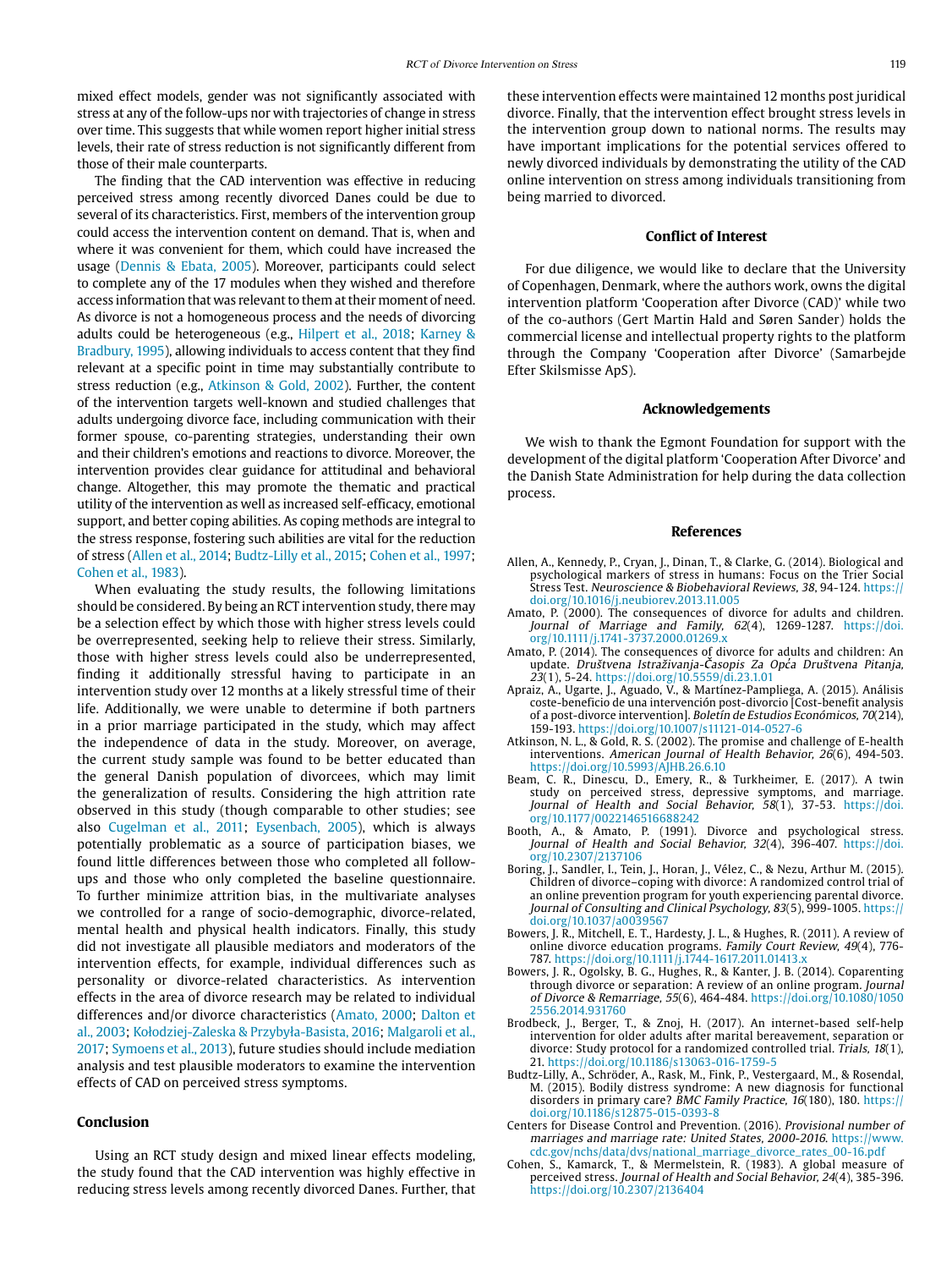mixed effect models, gender was not significantly associated with stress at any of the follow-ups nor with trajectories of change in stress over time. This suggests that while women report higher initial stress levels, their rate of stress reduction is not significantly different from those of their male counterparts.

The finding that the CAD intervention was effective in reducing perceived stress among recently divorced Danes could be due to several of its characteristics. First, members of the intervention group could access the intervention content on demand. That is, when and where it was convenient for them, which could have increased the usage (Dennis & Ebata, 2005). Moreover, participants could select to complete any of the 17 modules when they wished and therefore access information that was relevant to them at their moment of need. As divorce is not a homogeneous process and the needs of divorcing adults could be heterogeneous (e.g., Hilpert et al., 2018; Karney & Bradbury, 1995), allowing individuals to access content that they find relevant at a specific point in time may substantially contribute to stress reduction (e.g., Atkinson & Gold, 2002). Further, the content of the intervention targets well-known and studied challenges that adults undergoing divorce face, including communication with their former spouse, co-parenting strategies, understanding their own and their children's emotions and reactions to divorce. Moreover, the intervention provides clear guidance for attitudinal and behavioral change. Altogether, this may promote the thematic and practical utility of the intervention as well as increased self-efficacy, emotional support, and better coping abilities. As coping methods are integral to the stress response, fostering such abilities are vital for the reduction of stress (Allen et al., 2014; Budtz-Lilly et al., 2015; Cohen et al., 1997; Cohen et al., 1983).

When evaluating the study results, the following limitations should be considered. By being an RCT intervention study, there may be a selection effect by which those with higher stress levels could be overrepresented, seeking help to relieve their stress. Similarly, those with higher stress levels could also be underrepresented, finding it additionally stressful having to participate in an intervention study over 12 months at a likely stressful time of their life. Additionally, we were unable to determine if both partners in a prior marriage participated in the study, which may affect the independence of data in the study. Moreover, on average, the current study sample was found to be better educated than the general Danish population of divorcees, which may limit the generalization of results. Considering the high attrition rate observed in this study (though comparable to other studies; see also Cugelman et al., 2011; Eysenbach, 2005), which is always potentially problematic as a source of participation biases, we found little differences between those who completed all follow-ups and those who only completed the baseline questionnaire. To further minimize attrition bias, in the multivariate analyses we controlled for a range of socio-demographic, divorce-related, mental health and physical health indicators. Finally, this study did not investigate all plausible mediators and moderators of the intervention effects, for example, individual differences such as personality or divorce-related characteristics. As intervention effects in the area of divorce research may be related to individual differences and/or divorce characteristics (Amato, 2000; Dalton et al., 2003; Kołodziej-Zaleska & Przybyła-Basista, 2016; Malgaroli et al., 2017; Symoens et al., 2013), future studies should include mediation analysis and test plausible moderators to examine the intervention effects of CAD on perceived stress symptoms.

## Conclusion

Using an RCT study design and mixed linear effects modeling, the study found that the CAD intervention was highly effective in reducing stress levels among recently divorced Danes. Further, that these intervention effects were maintained 12 months post juridical divorce. Finally, that the intervention effect brought stress levels in the intervention group down to national norms. The results may have important implications for the potential services offered to newly divorced individuals by demonstrating the utility of the CAD online intervention on stress among individuals transitioning from being married to divorced.

## Conflict of Interest

For due diligence, we would like to declare that the University of Copenhagen, Denmark, where the authors work, owns the digital intervention platform 'Cooperation after Divorce (CAD)' while two of the co-authors (Gert Martin Hald and Søren Sander) holds the commercial license and intellectual property rights to the platform through the Company 'Cooperation after Divorce' (Samarbejde Efter Skilsmisse ApS).

## Acknowledgements

We wish to thank the Egmont Foundation for support with the development of the digital platform 'Cooperation After Divorce' and the Danish State Administration for help during the data collection process.

## References

Allen, A., Kennedy, P., Cryan, J., Dinan, T., & Clarke, G. (2014). Biological and psychological markers of stress in humans: Focus on the Trier Social Stress Test. *Neuroscience & Biobehavioral Reviews, 38*, 94-124. https://doi.org/10.1016/j.neubiorev.2013.11.005

Amato, P. (2000). The consequences of divorce for adults and children. *Journal of Marriage and Family, 62*(4), 1269-1287. https://doi.org/10.1111/j.1741-3737.2000.01269.x

Amato, P. (2014). The consequences of divorce for adults and children: An update. *Društvena Istraživanja-Časopis Za Opća Društvena Pitanja, 23*(1), 5-24. https://doi.org/10.5559/di.23.1.01

Apraiz, A., Ugarte, J., Aguado, V., & Martínez-Pampliega, A. (2015). Análisis coste-beneficio de una intervención post-divorcio [Cost-benefit analysis of a post-divorce intervention]. *Boletín de Estudios Económicos, 70*(214), 159-193. https://doi.org/10.1007/s11121-014-0527-6

Atkinson, N. L., & Gold, R. S. (2002). The promise and challenge of E-health interventions. *American Journal of Health Behavior, 26*(6), 494-503. https://doi.org/10.5993/AJHB.26.6.10

Beam, C. R., Dinescu, D., Emery, R., & Turkheimer, E. (2017). A twin study on perceived stress, depressive symptoms, and marriage. *Journal of Health and Social Behavior, 58*(1), 37-53. https://doi.org/10.1177/0022146516688242

Booth, A., & Amato, P. (1991). Divorce and psychological stress. *Journal of Health and Social Behavior, 32*(4), 396-407. https://doi.org/10.2307/2137106

Boring, J., Sandler, I., Tein, J., Horan, J., Vélez, C., & Nezu, Arthur M. (2015). Children of divorce–coping with divorce: A randomized control trial of an online prevention program for youth experiencing parental divorce. *Journal of Consulting and Clinical Psychology, 83*(5), 999-1005. https://doi.org/10.1037/a0039567

Bowers, J. R., Mitchell, E. T., Hardesty, J. L., & Hughes, R. (2011). A review of online divorce education programs. *Family Court Review, 49*(4), 776-787. https://doi.org/10.1111/j.1744-1617.2011.01413.x

Bowers, J. R., Ogolsky, B. G., Hughes, R., & Kanter, J. B. (2014). Coparenting through divorce or separation: A review of an online program. *Journal of Divorce & Remarriage, 55*(6), 464-484. https://doi.org/10.1080/10502556.2014.931760

Brodbeck, J., Berger, T., & Znoj, H. (2017). An internet-based self-help intervention for older adults after marital bereavement, separation or divorce: Study protocol for a randomized controlled trial. *Trials, 18*(1), 21. https://doi.org/10.1186/s13063-016-1759-5

Budtz-Lilly, A., Schröder, A., Rask, M., Fink, P., Vestergaard, M., & Rosendal, M. (2015). Bodily distress syndrome: A new diagnosis for functional disorders in primary care? *BMC Family Practice, 16*(180), 180. https://doi.org/10.1186/s12875-015-0393-8

Centers for Disease Control and Prevention. (2016). *Provisional number of marriages and marriage rate: United States, 2000-2016*. https://www.cdc.gov/nchs/data/dvs/national_marriage_divorce_rates_00-16.pdf

Cohen, S., Kamarck, T., & Mermelstein, R. (1983). A global measure of perceived stress. *Journal of Health and Social Behavior, 24*(4), 385-396. https://doi.org/10.2307/2136404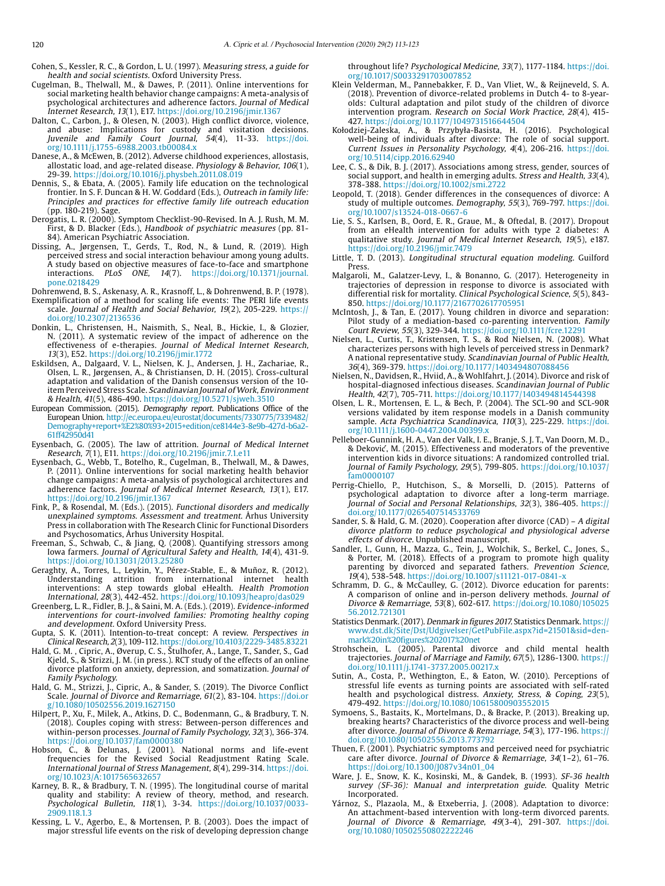Cohen, S., Kessler, R. C., & Gordon, L. U. (1997). *Measuring stress, a guide for health and social scientists*. Oxford University Press.

Cugelman, B., Thelwall, M., & Dawes, P. (2011). Online interventions for social marketing health behavior change campaigns: A meta-analysis of psychological architectures and adherence factors. *Journal of Medical Internet Research, 13*(1), E17. https://doi.org/10.2196/jmir.1367

Dalton, C., Carbon, J., & Olesen, N. (2003). High conflict divorce, violence, and abuse: Implications for custody and visitation decisions. *Juvenile and Family Court Journal, 54*(4), 11-33. https://doi.org/10.1111/j.1755-6988.2003.tb00084.x

Danese, A., & McEwen, B. (2012). Adverse childhood experiences, allostasis, allostatic load, and age-related disease. *Physiology & Behavior, 106*(1), 29-39. https://doi.org/10.1016/j.physbeh.2011.08.019

Dennis, S., & Ebata, A. (2005). Family life education on the technological frontier. In S. F. Duncan & H. W. Goddard (Eds.), *Outreach in family life: Principles and practices for effective family life outreach education* (pp. 180-219). Sage.

Derogatis, L. R. (2000). Symptom Checklist-90-Revised. In A. J. Rush, M. M. First, & D. Blacker (Eds.), *Handbook of psychiatric measures* (pp. 81-84). American Psychiatric Association.

Dissing, A., Jørgensen, T., Gerds, T., Rod, N., & Lund, R. (2019). High perceived stress and social interaction behaviour among young adults. A study based on objective measures of face-to-face and smartphone interactions. *PLoS ONE, 14*(7). https://doi.org/10.1371/journal.pone.0218429

Dohrenwend, B. S., Askenasy, A. R., Krasnoff, L., & Dohrenwend, B. P. (1978). Exemplification of a method for scaling life events: The PERI life events scale. *Journal of Health and Social Behavior, 19*(2), 205-229. https://doi.org/10.2307/2136536

Donkin, L., Christensen, H., Naismith, S., Neal, B., Hickie, I., & Glozier, N. (2011). A systematic review of the impact of adherence on the effectiveness of e-therapies. *Journal of Medical Internet Research, 13*(3), E52. https://doi.org/10.2196/jmir.1772

Eskildsen, A., Dalgaard, V. L., Nielsen, K. J., Andersen, J. H., Zachariae, R., Olsen, L. R., Jørgensen, A., & Christiansen, D. H. (2015). Cross-cultural adaptation and validation of the Danish consensus version of the 10-item Perceived Stress Scale. *Scandinavian Journal of Work, Environment & Health, 41*(5), 486-490. https://doi.org/10.5271/sjweh.3510

European Commission. (2015). *Demography report*. Publications Office of the European Union. http://ec.europa.eu/eurostat/documents/7330775/7339482/Demography+report+%E2%80%93+2015+edition/ce8144e3-8e9b-427d-b6a2-61ff42950d41

Eysenbach, G. (2005). The law of attrition. *Journal of Medical Internet Research, 7*(1), E11. https://doi.org/10.2196/jmir.7.1.e11

Eysenbach, G., Webb, T., Botelho, R., Cugelman, B., Thelwall, M., & Dawes, P. (2011). Online interventions for social marketing health behavior change campaigns: A meta-analysis of psychological architectures and adherence factors. *Journal of Medical Internet Research, 13*(1), E17. https://doi.org/10.2196/jmir.1367

Fink, P., & Rosendal, M. (Eds.). (2015). *Functional disorders and medically unexplained symptoms. Assessment and treatment*. Århus University Press in collaboration with The Research Clinic for Functional Disorders and Psychosomatics, Århus University Hospital.

Freeman, S., Schwab, C., & Jiang, Q. (2008). Quantifying stressors among Iowa farmers. *Journal of Agricultural Safety and Health, 14*(4), 431-9. https://doi.org/10.13031/2013.25280

Geraghty, A., Torres, L., Leykin, Y., Pérez-Stable, E., & Muñoz, R. (2012). Understanding attrition from international internet health interventions: A step towards global eHealth. *Health Promotion International, 28*(3), 442-452. https://doi.org/10.1093/heapro/das029

Greenberg, L. R., Fidler, B. J., & Saini, M. A. (Eds.). (2019). *Evidence-informed interventions for court-involved families: Promoting healthy coping and development*. Oxford University Press.

Gupta, S. K. (2011). Intention-to-treat concept: A review. *Perspectives in Clinical Research, 2*(3), 109-112. https://doi.org/10.4103/2229-3485.83221

Hald, G. M., Cipric, A., Øverup, C. S., Štulhofer, A., Lange, T., Sander, S., Gad Kjeld, S., & Strizzi, J. M. (in press.). RCT study of the effects of an online divorce platform on anxiety, depression, and somatization. *Journal of Family Psychology*.

Hald, G. M., Strizzi, J., Cipric, A., & Sander, S. (2019). The Divorce Conflict Scale. *Journal of Divorce and Remarriage, 61*(2), 83-104. https://doi.org/10.1080/10502556.2019.1627150

Hilpert, P., Xu, F., Milek, A., Atkins, D. C., Bodenmann, G., & Bradbury, T. N. (2018). Couples coping with stress: Between-person differences and within-person processes. *Journal of Family Psychology, 32*(3), 366-374. https://doi.org/10.1037/fam0000380

Hobson, C., & Delunas, J. (2001). National norms and life-event frequencies for the Revised Social Readjustment Rating Scale. *International Journal of Stress Management, 8*(4), 299-314. https://doi.org/10.1023/A:1017565632657

Karney, B. R., & Bradbury, T. N. (1995). The longitudinal course of marital quality and stability: A review of theory, method, and research. *Psychological Bulletin, 118*(1), 3-34. https://doi.org/10.1037/0033-2909.118.1.3

Kessing, L. V., Agerbo, E., & Mortensen, P. B. (2003). Does the impact of major stressful life events on the risk of developing depression change throughout life? *Psychological Medicine, 33*(7), 1177-1184. https://doi.org/10.1017/S0033291703007852

Klein Velderman, M., Pannebakker, F. D., Van Vliet, W., & Reijneveld, S. A. (2018). Prevention of divorce-related problems in Dutch 4- to 8-year-olds: Cultural adaptation and pilot study of the children of divorce intervention program. *Research on Social Work Practice, 28*(4), 415-427. https://doi.org/10.1177/1049731516644504

Kołodziej-Zaleska, A., & Przybyła-Basista, H. (2016). Psychological well-being of individuals after divorce: The role of social support. *Current Issues in Personality Psychology, 4*(4), 206-216. https://doi.org/10.5114/cipp.2016.62940

Lee, C. S., & Dik, B. J. (2017). Associations among stress, gender, sources of social support, and health in emerging adults. *Stress and Health, 33*(4), 378-388. https://doi.org/10.1002/smi.2722

Leopold, T. (2018). Gender differences in the consequences of divorce: A study of multiple outcomes. *Demography, 55*(3), 769-797. https://doi.org/10.1007/s13524-018-0667-6

Lie, S. S., Karlsen, B., Oord, E. R., Graue, M., & Oftedal, B. (2017). Dropout from an eHealth intervention for adults with type 2 diabetes: A qualitative study. *Journal of Medical Internet Research, 19*(5), e187. https://doi.org/10.2196/jmir.7479

Little, T. D. (2013). *Longitudinal structural equation modeling*. Guilford Press.

Malgaroli, M., Galatzer-Levy, I., & Bonanno, G. (2017). Heterogeneity in trajectories of depression in response to divorce is associated with differential risk for mortality. *Clinical Psychological Science, 5*(5), 843-850. https://doi.org/10.1177/2167702617705951

McIntosh, J., & Tan, E. (2017). Young children in divorce and separation: Pilot study of a mediation-based co-parenting intervention. *Family Court Review, 55*(3), 329-344. https://doi.org/10.1111/fcre.12291

Nielsen, L., Curtis, T., Kristensen, T. S., & Rod Nielsen, N. (2008). What characterizes persons with high levels of perceived stress in Denmark? A national representative study. *Scandinavian Journal of Public Health, 36*(4), 369-379. https://doi.org/10.1177/1403494807088456

Nielsen, N., Davidsen, R., Hviid, A., & Wohlfahrt, J. (2014). Divorce and risk of hospital-diagnosed infectious diseases. *Scandinavian Journal of Public Health, 42*(7), 705-711. https://doi.org/10.1177/1403494814544398

Olsen, L. R., Mortensen, E. L., & Bech, P. (2004). The SCL-90 and SCL-90R versions validated by item response models in a Danish community sample. *Acta Psychiatrica Scandinavica, 110*(3), 225-229. https://doi.org/10.1111/j.1600-0447.2004.00399.x

Pelleboer-Gunnink, H. A., Van der Valk, I. E., Branje, S. J. T., Van Doorn, M. D., & Deković, M. (2015). Effectiveness and moderators of the preventive intervention kids in divorce situations: A randomized controlled trial. *Journal of Family Psychology, 29*(5), 799-805. https://doi.org/10.1037/fam0000107

Perrig-Chiello, P., Hutchison, S., & Morselli, D. (2015). Patterns of psychological adaptation to divorce after a long-term marriage. *Journal of Social and Personal Relationships, 32*(3), 386-405. https://doi.org/10.1177/0265407514533769

Sander, S. & Hald, G. M. (2020). Cooperation after divorce (CAD) – *A digital divorce platform to reduce psychological and physiological adverse effects of divorce.* Unpublished manuscript.

Sandler, I., Gunn, H., Mazza, G., Tein, J., Wolchik, S., Berkel, C., Jones, S., & Porter, M. (2018). Effects of a program to promote high quality parenting by divorced and separated fathers. *Prevention Science, 19*(4), 538-548. https://doi.org/10.1007/s11121-017-0841-x

Schramm, D. G., & McCaulley, G. (2012). Divorce education for parents: A comparison of online and in-person delivery methods. *Journal of Divorce & Remarriage, 53*(8), 602-617. https://doi.org/10.1080/10502556.2012.721301

Statistics Denmark. (2017). *Denmark in figures 2017*. Statistics Denmark. https://www.dst.dk/Site/Dst/Udgivelser/GetPubFile.aspx?id=21501&sid=denmark%20in%20figures%202017%20net

Strohschein, L. (2005). Parental divorce and child mental health trajectories. *Journal of Marriage and Family, 67*(5), 1286-1300. https://doi.org/10.1111/j.1741-3737.2005.00217.x

Sutin, A., Costa, P., Wethington, E., & Eaton, W. (2010). Perceptions of stressful life events as turning points are associated with self-rated health and psychological distress. *Anxiety, Stress, & Coping, 23*(5), 479-492. https://doi.org/10.1080/10615800903552015

Symoens, S., Bastaits, K., Mortelmans, D., & Bracke, P. (2013). Breaking up, breaking hearts? Characteristics of the divorce process and well-being after divorce. *Journal of Divorce & Remarriage, 54*(3), 177-196. https://doi.org/10.1080/10502556.2013.773792

Thuen, F. (2001). Psychiatric symptoms and perceived need for psychiatric care after divorce. *Journal of Divorce & Remarriage, 34*(1–2), 61–76. https://doi.org/10.1300/J087v34n01_04

Ware, J. E., Snow, K. K., Kosinski, M., & Gandek, B. (1993). *SF-36 health survey (SF-36): Manual and interpretation guide*. Quality Metric Incorporated.

Yárnoz, S., Plazaola, M., & Etxeberria, J. (2008). Adaptation to divorce: An attachment-based intervention with long-term divorced parents. *Journal of Divorce & Remarriage, 49*(3-4), 291-307. https://doi.org/10.1080/10502550802222246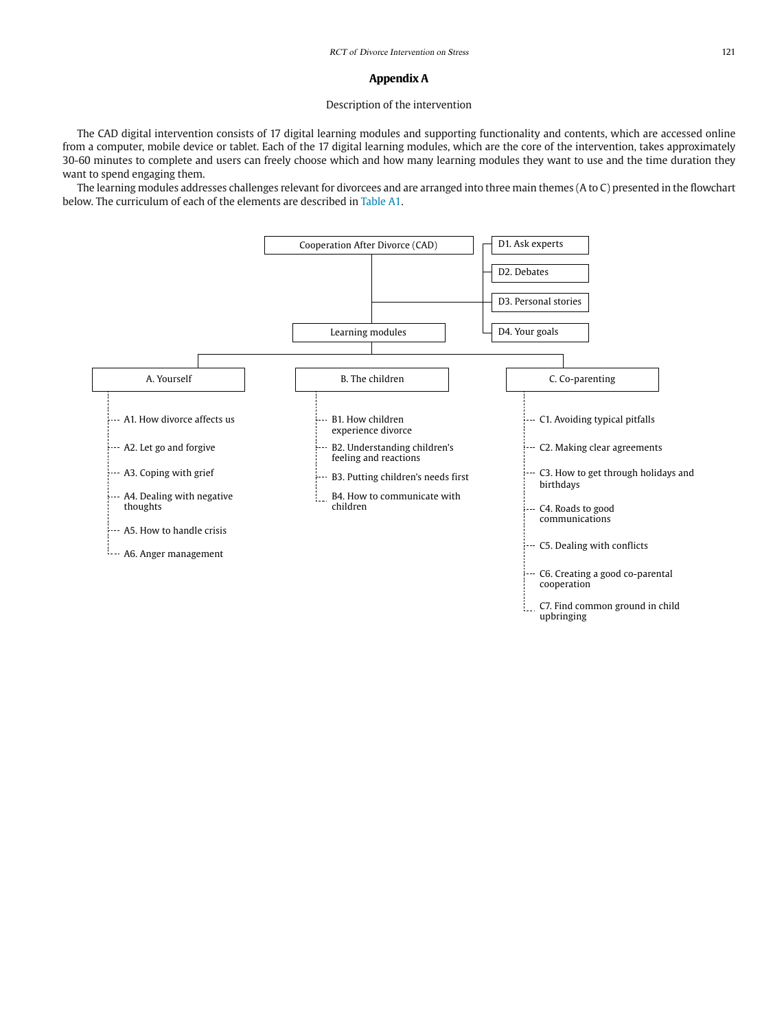## Appendix A

Description of the intervention

The CAD digital intervention consists of 17 digital learning modules and supporting functionality and contents, which are accessed online from a computer, mobile device or tablet. Each of the 17 digital learning modules, which are the core of the intervention, takes approximately 30-60 minutes to complete and users can freely choose which and how many learning modules they want to use and the time duration they want to spend engaging them.

The learning modules addresses challenges relevant for divorcees and are arranged into three main themes (A to C) presented in the flowchart below. The curriculum of each of the elements are described in Table A1.

- Cooperation After Divorce (CAD)
  - D1. Ask experts
  - D2. Debates
  - D3. Personal stories
  - D4. Your goals
  - Learning modules
    - A. Yourself
      - A1. How divorce affects us
      - A2. Let go and forgive
      - A3. Coping with grief
      - A4. Dealing with negative thoughts
      - A5. How to handle crisis
      - A6. Anger management
    - B. The children
      - B1. How children experience divorce
      - B2. Understanding children's feeling and reactions
      - B3. Putting children's needs first
      - B4. How to communicate with children
    - C. Co-parenting
      - C1. Avoiding typical pitfalls
      - C2. Making clear agreements
      - C3. How to get through holidays and birthdays
      - C4. Roads to good communications
      - C5. Dealing with conflicts
      - C6. Creating a good co-parental cooperation
      - C7. Find common ground in child upbringing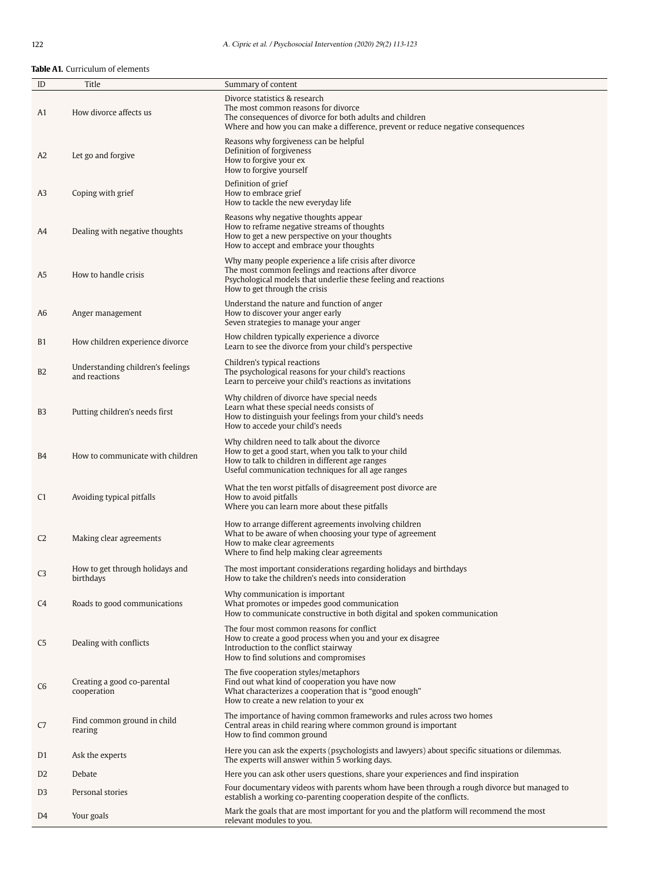**Table A1.** Curriculum of elements

| ID | Title | Summary of content |
|---|---|---|
| A1 | How divorce affects us | Divorce statistics & research<br>The most common reasons for divorce<br>The consequences of divorce for both adults and children<br>Where and how you can make a difference, prevent or reduce negative consequences |
| A2 | Let go and forgive | Reasons why forgiveness can be helpful<br>Definition of forgiveness<br>How to forgive your ex<br>How to forgive yourself |
| A3 | Coping with grief | Definition of grief<br>How to embrace grief<br>How to tackle the new everyday life |
| A4 | Dealing with negative thoughts | Reasons why negative thoughts appear<br>How to reframe negative streams of thoughts<br>How to get a new perspective on your thoughts<br>How to accept and embrace your thoughts |
| A5 | How to handle crisis | Why many people experience a life crisis after divorce<br>The most common feelings and reactions after divorce<br>Psychological models that underlie these feeling and reactions<br>How to get through the crisis |
| A6 | Anger management | Understand the nature and function of anger<br>How to discover your anger early<br>Seven strategies to manage your anger |
| B1 | How children experience divorce | How children typically experience a divorce<br>Learn to see the divorce from your child's perspective |
| B2 | Understanding children's feelings and reactions | Children's typical reactions<br>The psychological reasons for your child's reactions<br>Learn to perceive your child's reactions as invitations |
| B3 | Putting children's needs first | Why children of divorce have special needs<br>Learn what these special needs consists of<br>How to distinguish your feelings from your child's needs<br>How to accede your child's needs |
| B4 | How to communicate with children | Why children need to talk about the divorce<br>How to get a good start, when you talk to your child<br>How to talk to children in different age ranges<br>Useful communication techniques for all age ranges |
| C1 | Avoiding typical pitfalls | What the ten worst pitfalls of disagreement post divorce are<br>How to avoid pitfalls<br>Where you can learn more about these pitfalls |
| C2 | Making clear agreements | How to arrange different agreements involving children<br>What to be aware of when choosing your type of agreement<br>How to make clear agreements<br>Where to find help making clear agreements |
| C3 | How to get through holidays and birthdays | The most important considerations regarding holidays and birthdays<br>How to take the children's needs into consideration |
| C4 | Roads to good communications | Why communication is important<br>What promotes or impedes good communication<br>How to communicate constructive in both digital and spoken communication |
| C5 | Dealing with conflicts | The four most common reasons for conflict<br>How to create a good process when you and your ex disagree<br>Introduction to the conflict stairway<br>How to find solutions and compromises |
| C6 | Creating a good co-parental cooperation | The five cooperation styles/metaphors<br>Find out what kind of cooperation you have now<br>What characterizes a cooperation that is "good enough"<br>How to create a new relation to your ex |
| C7 | Find common ground in child rearing | The importance of having common frameworks and rules across two homes<br>Central areas in child rearing where common ground is important<br>How to find common ground |
| D1 | Ask the experts | Here you can ask the experts (psychologists and lawyers) about specific situations or dilemmas.<br>The experts will answer within 5 working days. |
| D2 | Debate | Here you can ask other users questions, share your experiences and find inspiration |
| D3 | Personal stories | Four documentary videos with parents whom have been through a rough divorce but managed to establish a working co-parenting cooperation despite of the conflicts. |
| D4 | Your goals | Mark the goals that are most important for you and the platform will recommend the most relevant modules to you. |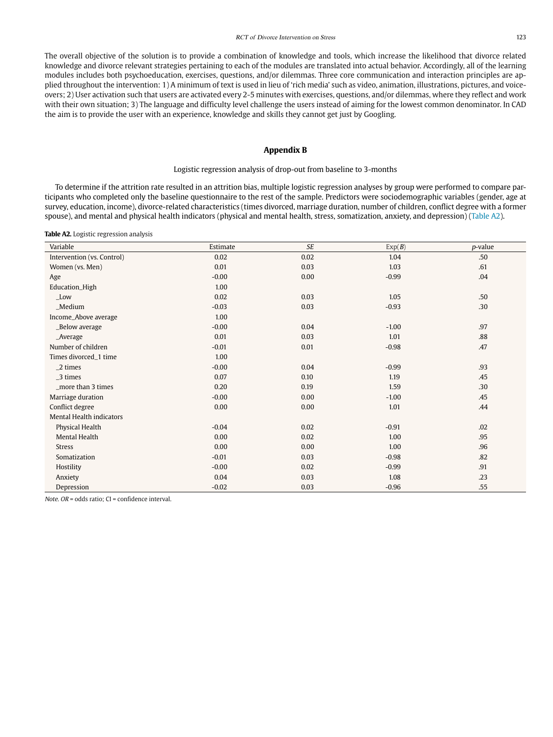The overall objective of the solution is to provide a combination of knowledge and tools, which increase the likelihood that divorce related knowledge and divorce relevant strategies pertaining to each of the modules are translated into actual behavior. Accordingly, all of the learning modules includes both psychoeducation, exercises, questions, and/or dilemmas. Three core communication and interaction principles are applied throughout the intervention: 1) A minimum of text is used in lieu of 'rich media' such as video, animation, illustrations, pictures, and voice-overs; 2) User activation such that users are activated every 2-5 minutes with exercises, questions, and/or dilemmas, where they reflect and work with their own situation; 3) The language and difficulty level challenge the users instead of aiming for the lowest common denominator. In CAD the aim is to provide the user with an experience, knowledge and skills they cannot get just by Googling.

## Appendix B

Logistic regression analysis of drop-out from baseline to 3-months

To determine if the attrition rate resulted in an attrition bias, multiple logistic regression analyses by group were performed to compare participants who completed only the baseline questionnaire to the rest of the sample. Predictors were sociodemographic variables (gender, age at survey, education, income), divorce-related characteristics (times divorced, marriage duration, number of children, conflict degree with a former spouse), and mental and physical health indicators (physical and mental health, stress, somatization, anxiety, and depression) (Table A2).

**Table A2.** Logistic regression analysis

| Variable | Estimate | *SE* | Exp(*B*) | *p*-value |
|---|---|---|---|---|
| Intervention (vs. Control) | 0.02 | 0.02 | 1.04 | .50 |
| Women (vs. Men) | 0.01 | 0.03 | 1.03 | .61 |
| Age | -0.00 | 0.00 | -0.99 | .04 |
| Education_High | 1.00 | | | |
| _Low | 0.02 | 0.03 | 1.05 | .50 |
| _Medium | -0.03 | 0.03 | -0.93 | .30 |
| Income_Above average | 1.00 | | | |
| _Below average | -0.00 | 0.04 | -1.00 | .97 |
| _Average | 0.01 | 0.03 | 1.01 | .88 |
| Number of children | -0.01 | 0.01 | -0.98 | .47 |
| Times divorced_1 time | 1.00 | | | |
| _2 times | -0.00 | 0.04 | -0.99 | .93 |
| _3 times | 0.07 | 0.10 | 1.19 | .45 |
| _more than 3 times | 0.20 | 0.19 | 1.59 | .30 |
| Marriage duration | -0.00 | 0.00 | -1.00 | .45 |
| Conflict degree | 0.00 | 0.00 | 1.01 | .44 |
| Mental Health indicators | | | | |
| Physical Health | -0.04 | 0.02 | -0.91 | .02 |
| Mental Health | 0.00 | 0.02 | 1.00 | .95 |
| Stress | 0.00 | 0.00 | 1.00 | .96 |
| Somatization | -0.01 | 0.03 | -0.98 | .82 |
| Hostility | -0.00 | 0.02 | -0.99 | .91 |
| Anxiety | 0.04 | 0.03 | 1.08 | .23 |
| Depression | -0.02 | 0.03 | -0.96 | .55 |

*Note. OR* = odds ratio; CI = confidence interval.